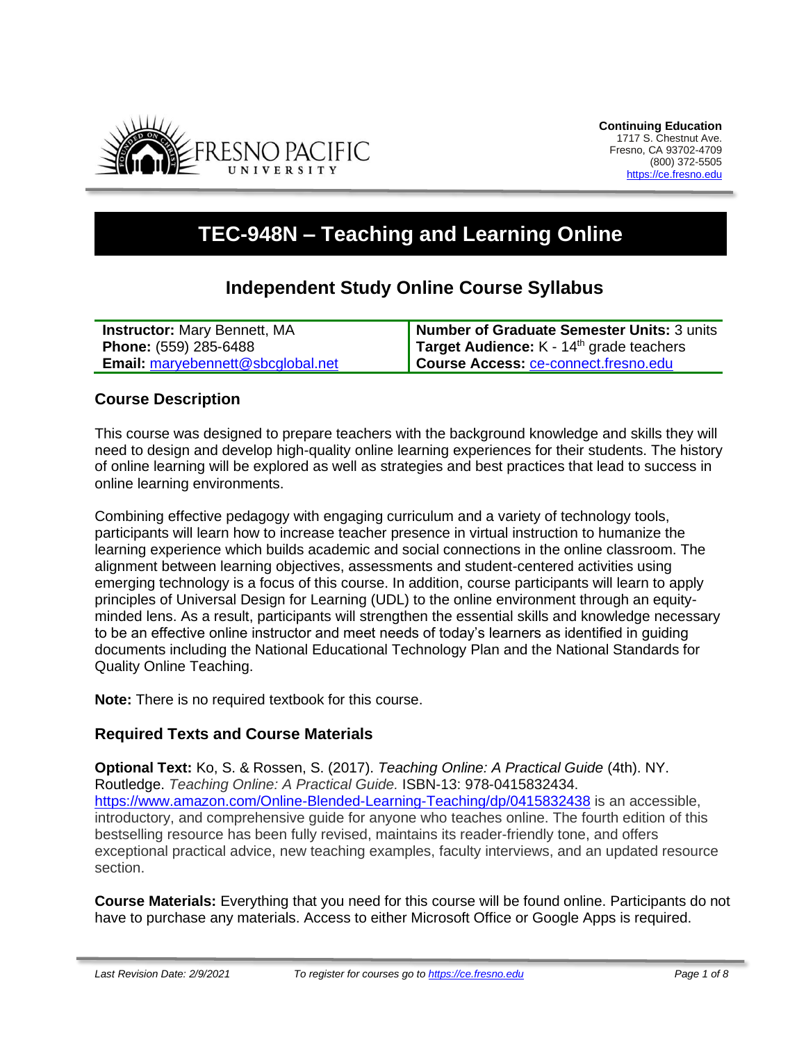**Continuing Education**
1717 S. Chestnut Ave.
Fresno, CA 93702-4709
(800) 372-5505
https://ce.fresno.edu

# TEC-948N – Teaching and Learning Online

## Independent Study Online Course Syllabus

| **Instructor:** Mary Bennett, MA | **Number of Graduate Semester Units:** 3 units |
|---|---|
| **Phone:** (559) 285-6488 | **Target Audience:** K - 14th grade teachers |
| **Email:** maryebennett@sbcglobal.net | **Course Access:** ce-connect.fresno.edu |

### Course Description

This course was designed to prepare teachers with the background knowledge and skills they will need to design and develop high-quality online learning experiences for their students. The history of online learning will be explored as well as strategies and best practices that lead to success in online learning environments.

Combining effective pedagogy with engaging curriculum and a variety of technology tools, participants will learn how to increase teacher presence in virtual instruction to humanize the learning experience which builds academic and social connections in the online classroom. The alignment between learning objectives, assessments and student-centered activities using emerging technology is a focus of this course. In addition, course participants will learn to apply principles of Universal Design for Learning (UDL) to the online environment through an equity-minded lens. As a result, participants will strengthen the essential skills and knowledge necessary to be an effective online instructor and meet needs of today's learners as identified in guiding documents including the National Educational Technology Plan and the National Standards for Quality Online Teaching.

**Note:** There is no required textbook for this course.

### Required Texts and Course Materials

**Optional Text:** Ko, S. & Rossen, S. (2017). *Teaching Online: A Practical Guide* (4th). NY. Routledge. *Teaching Online: A Practical Guide.* ISBN-13: 978-0415832434. https://www.amazon.com/Online-Blended-Learning-Teaching/dp/0415832438 is an accessible, introductory, and comprehensive guide for anyone who teaches online. The fourth edition of this bestselling resource has been fully revised, maintains its reader-friendly tone, and offers exceptional practical advice, new teaching examples, faculty interviews, and an updated resource section.

**Course Materials:** Everything that you need for this course will be found online. Participants do not have to purchase any materials. Access to either Microsoft Office or Google Apps is required.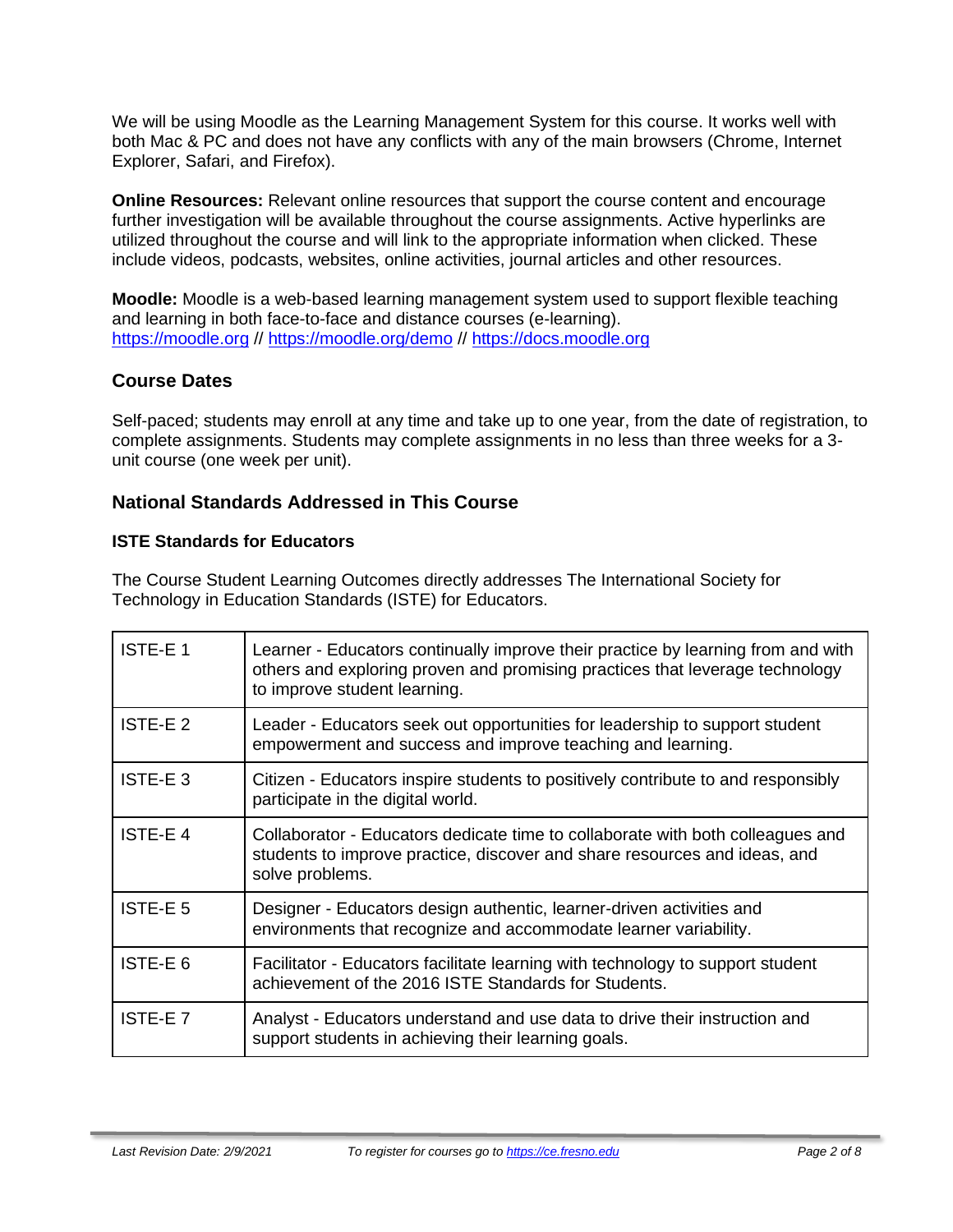We will be using Moodle as the Learning Management System for this course. It works well with both Mac & PC and does not have any conflicts with any of the main browsers (Chrome, Internet Explorer, Safari, and Firefox).

**Online Resources:** Relevant online resources that support the course content and encourage further investigation will be available throughout the course assignments. Active hyperlinks are utilized throughout the course and will link to the appropriate information when clicked. These include videos, podcasts, websites, online activities, journal articles and other resources.

**Moodle:** Moodle is a web-based learning management system used to support flexible teaching and learning in both face-to-face and distance courses (e-learning). [https://moodle.org](https://moodle.org) // [https://moodle.org/demo](https://moodle.org/demo) // [https://docs.moodle.org](https://docs.moodle.org)

## Course Dates

Self-paced; students may enroll at any time and take up to one year, from the date of registration, to complete assignments. Students may complete assignments in no less than three weeks for a 3-unit course (one week per unit).

## National Standards Addressed in This Course

### ISTE Standards for Educators

The Course Student Learning Outcomes directly addresses The International Society for Technology in Education Standards (ISTE) for Educators.

| | |
|---|---|
| ISTE-E 1 | Learner - Educators continually improve their practice by learning from and with others and exploring proven and promising practices that leverage technology to improve student learning. |
| ISTE-E 2 | Leader - Educators seek out opportunities for leadership to support student empowerment and success and improve teaching and learning. |
| ISTE-E 3 | Citizen - Educators inspire students to positively contribute to and responsibly participate in the digital world. |
| ISTE-E 4 | Collaborator - Educators dedicate time to collaborate with both colleagues and students to improve practice, discover and share resources and ideas, and solve problems. |
| ISTE-E 5 | Designer - Educators design authentic, learner-driven activities and environments that recognize and accommodate learner variability. |
| ISTE-E 6 | Facilitator - Educators facilitate learning with technology to support student achievement of the 2016 ISTE Standards for Students. |
| ISTE-E 7 | Analyst - Educators understand and use data to drive their instruction and support students in achieving their learning goals. |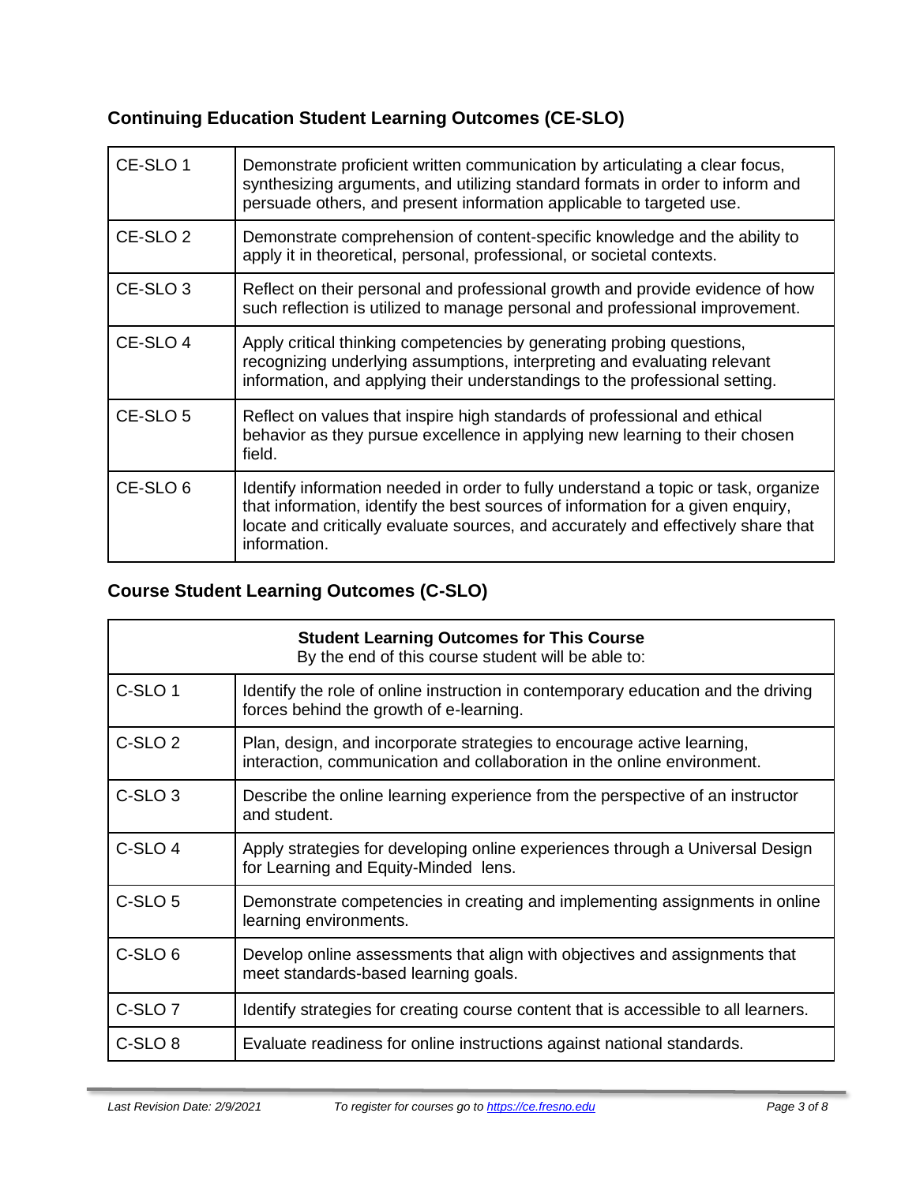## Continuing Education Student Learning Outcomes (CE-SLO)

| | |
|---|---|
| CE-SLO 1 | Demonstrate proficient written communication by articulating a clear focus, synthesizing arguments, and utilizing standard formats in order to inform and persuade others, and present information applicable to targeted use. |
| CE-SLO 2 | Demonstrate comprehension of content-specific knowledge and the ability to apply it in theoretical, personal, professional, or societal contexts. |
| CE-SLO 3 | Reflect on their personal and professional growth and provide evidence of how such reflection is utilized to manage personal and professional improvement. |
| CE-SLO 4 | Apply critical thinking competencies by generating probing questions, recognizing underlying assumptions, interpreting and evaluating relevant information, and applying their understandings to the professional setting. |
| CE-SLO 5 | Reflect on values that inspire high standards of professional and ethical behavior as they pursue excellence in applying new learning to their chosen field. |
| CE-SLO 6 | Identify information needed in order to fully understand a topic or task, organize that information, identify the best sources of information for a given enquiry, locate and critically evaluate sources, and accurately and effectively share that information. |

## Course Student Learning Outcomes (C-SLO)

| **Student Learning Outcomes for This Course** By the end of this course student will be able to: | |
|---|---|
| C-SLO 1 | Identify the role of online instruction in contemporary education and the driving forces behind the growth of e-learning. |
| C-SLO 2 | Plan, design, and incorporate strategies to encourage active learning, interaction, communication and collaboration in the online environment. |
| C-SLO 3 | Describe the online learning experience from the perspective of an instructor and student. |
| C-SLO 4 | Apply strategies for developing online experiences through a Universal Design for Learning and Equity-Minded lens. |
| C-SLO 5 | Demonstrate competencies in creating and implementing assignments in online learning environments. |
| C-SLO 6 | Develop online assessments that align with objectives and assignments that meet standards-based learning goals. |
| C-SLO 7 | Identify strategies for creating course content that is accessible to all learners. |
| C-SLO 8 | Evaluate readiness for online instructions against national standards. |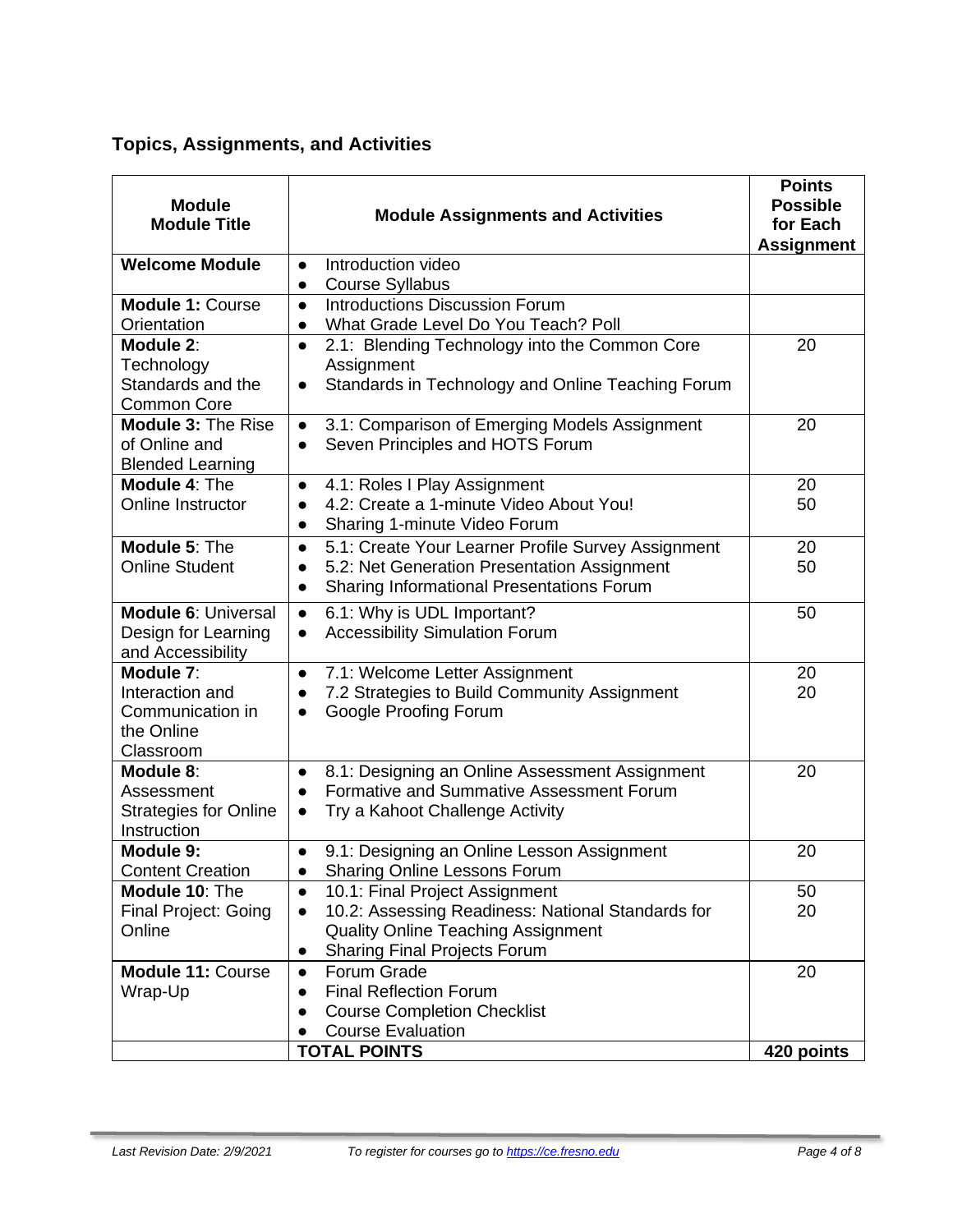## Topics, Assignments, and Activities

| Module Module Title | Module Assignments and Activities | Points Possible for Each Assignment |
|---|---|---|
| **Welcome Module** | • Introduction video<br>• Course Syllabus | |
| **Module 1:** Course Orientation | • Introductions Discussion Forum<br>• What Grade Level Do You Teach? Poll | |
| **Module 2**: Technology Standards and the Common Core | • 2.1: Blending Technology into the Common Core Assignment<br>• Standards in Technology and Online Teaching Forum | 20 |
| **Module 3:** The Rise of Online and Blended Learning | • 3.1: Comparison of Emerging Models Assignment<br>• Seven Principles and HOTS Forum | 20 |
| **Module 4**: The Online Instructor | • 4.1: Roles I Play Assignment<br>• 4.2: Create a 1-minute Video About You!<br>• Sharing 1-minute Video Forum | 20<br>50 |
| **Module 5**: The Online Student | • 5.1: Create Your Learner Profile Survey Assignment<br>• 5.2: Net Generation Presentation Assignment<br>• Sharing Informational Presentations Forum | 20<br>50 |
| **Module 6**: Universal Design for Learning and Accessibility | • 6.1: Why is UDL Important?<br>• Accessibility Simulation Forum | 50 |
| **Module 7**: Interaction and Communication in the Online Classroom | • 7.1: Welcome Letter Assignment<br>• 7.2 Strategies to Build Community Assignment<br>• Google Proofing Forum | 20<br>20 |
| **Module 8**: Assessment Strategies for Online Instruction | • 8.1: Designing an Online Assessment Assignment<br>• Formative and Summative Assessment Forum<br>• Try a Kahoot Challenge Activity | 20 |
| **Module 9:** Content Creation | • 9.1: Designing an Online Lesson Assignment<br>• Sharing Online Lessons Forum | 20 |
| **Module 10**: The Final Project: Going Online | • 10.1: Final Project Assignment<br>• 10.2: Assessing Readiness: National Standards for Quality Online Teaching Assignment<br>• Sharing Final Projects Forum | 50<br>20 |
| **Module 11:** Course Wrap-Up | • Forum Grade<br>• Final Reflection Forum<br>• Course Completion Checklist<br>• Course Evaluation | 20 |
| | **TOTAL POINTS** | **420 points** |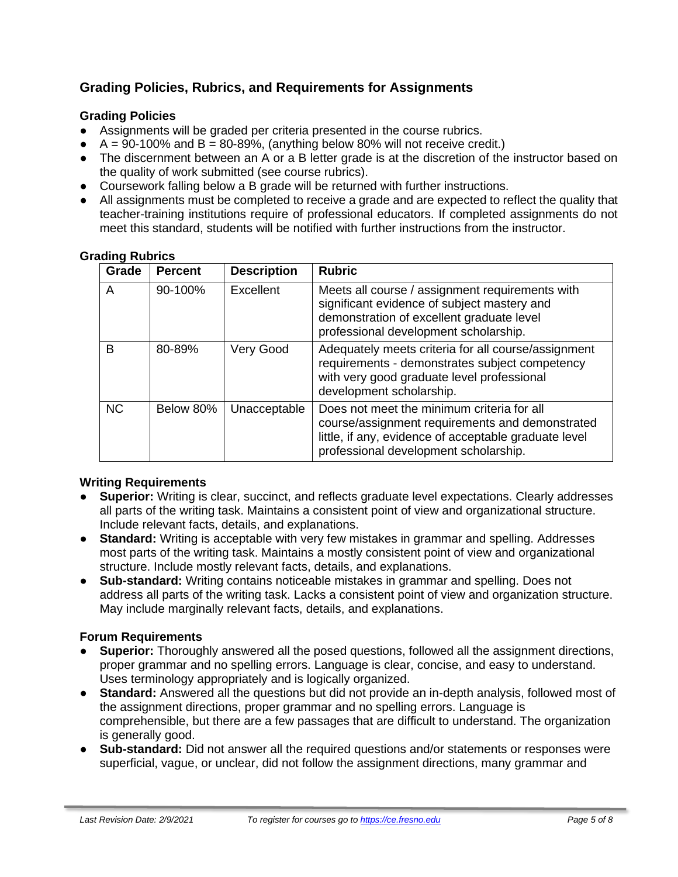## Grading Policies, Rubrics, and Requirements for Assignments

### Grading Policies

- Assignments will be graded per criteria presented in the course rubrics.
- A = 90-100% and B = 80-89%, (anything below 80% will not receive credit.)
- The discernment between an A or a B letter grade is at the discretion of the instructor based on the quality of work submitted (see course rubrics).
- Coursework falling below a B grade will be returned with further instructions.
- All assignments must be completed to receive a grade and are expected to reflect the quality that teacher-training institutions require of professional educators. If completed assignments do not meet this standard, students will be notified with further instructions from the instructor.

### Grading Rubrics

| Grade | Percent | Description | Rubric |
|---|---|---|---|
| A | 90-100% | Excellent | Meets all course / assignment requirements with significant evidence of subject mastery and demonstration of excellent graduate level professional development scholarship. |
| B | 80-89% | Very Good | Adequately meets criteria for all course/assignment requirements - demonstrates subject competency with very good graduate level professional development scholarship. |
| NC | Below 80% | Unacceptable | Does not meet the minimum criteria for all course/assignment requirements and demonstrated little, if any, evidence of acceptable graduate level professional development scholarship. |

### Writing Requirements

- **Superior:** Writing is clear, succinct, and reflects graduate level expectations. Clearly addresses all parts of the writing task. Maintains a consistent point of view and organizational structure. Include relevant facts, details, and explanations.
- **Standard:** Writing is acceptable with very few mistakes in grammar and spelling. Addresses most parts of the writing task. Maintains a mostly consistent point of view and organizational structure. Include mostly relevant facts, details, and explanations.
- **Sub-standard:** Writing contains noticeable mistakes in grammar and spelling. Does not address all parts of the writing task. Lacks a consistent point of view and organization structure. May include marginally relevant facts, details, and explanations.

### Forum Requirements

- **Superior:** Thoroughly answered all the posed questions, followed all the assignment directions, proper grammar and no spelling errors. Language is clear, concise, and easy to understand. Uses terminology appropriately and is logically organized.
- **Standard:** Answered all the questions but did not provide an in-depth analysis, followed most of the assignment directions, proper grammar and no spelling errors. Language is comprehensible, but there are a few passages that are difficult to understand. The organization is generally good.
- **Sub-standard:** Did not answer all the required questions and/or statements or responses were superficial, vague, or unclear, did not follow the assignment directions, many grammar and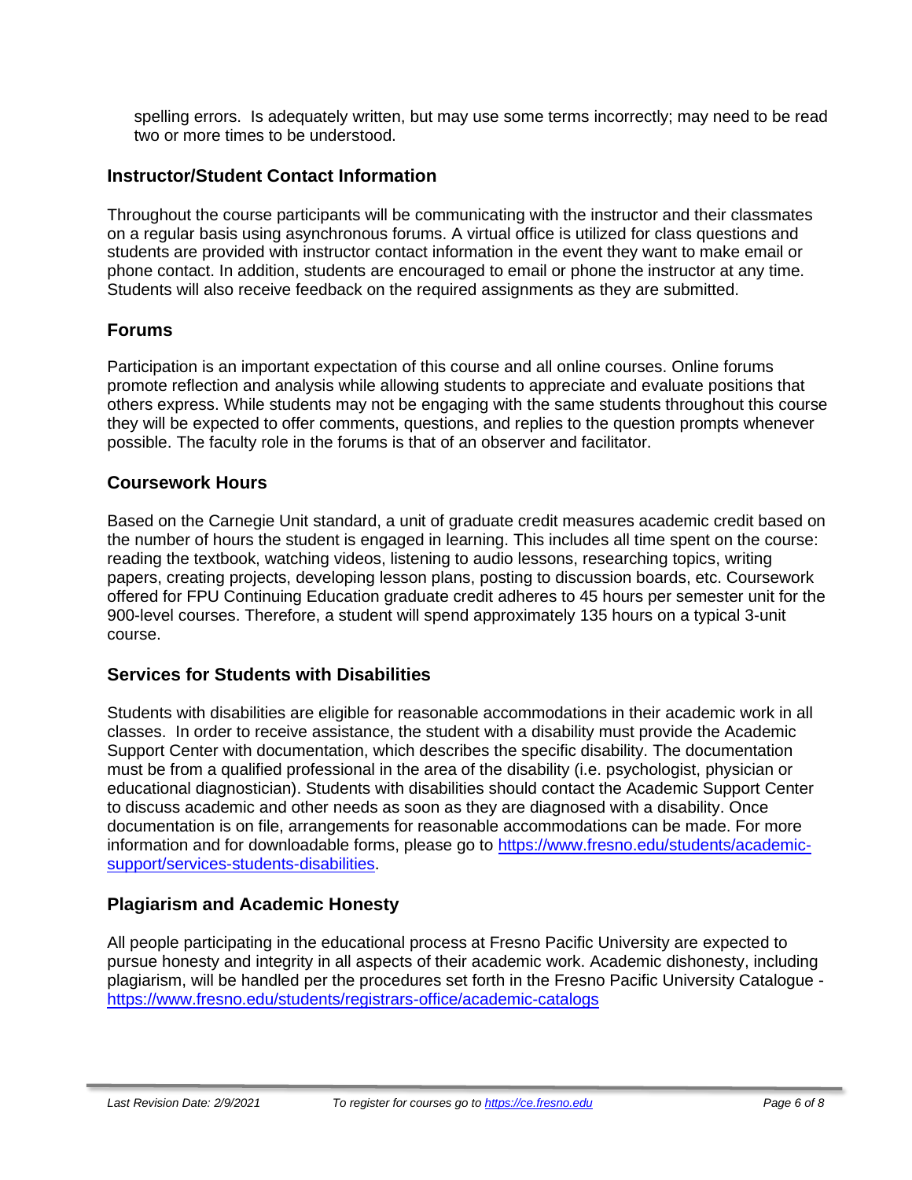spelling errors. Is adequately written, but may use some terms incorrectly; may need to be read two or more times to be understood.

## Instructor/Student Contact Information

Throughout the course participants will be communicating with the instructor and their classmates on a regular basis using asynchronous forums. A virtual office is utilized for class questions and students are provided with instructor contact information in the event they want to make email or phone contact. In addition, students are encouraged to email or phone the instructor at any time. Students will also receive feedback on the required assignments as they are submitted.

## Forums

Participation is an important expectation of this course and all online courses. Online forums promote reflection and analysis while allowing students to appreciate and evaluate positions that others express. While students may not be engaging with the same students throughout this course they will be expected to offer comments, questions, and replies to the question prompts whenever possible. The faculty role in the forums is that of an observer and facilitator.

## Coursework Hours

Based on the Carnegie Unit standard, a unit of graduate credit measures academic credit based on the number of hours the student is engaged in learning. This includes all time spent on the course: reading the textbook, watching videos, listening to audio lessons, researching topics, writing papers, creating projects, developing lesson plans, posting to discussion boards, etc. Coursework offered for FPU Continuing Education graduate credit adheres to 45 hours per semester unit for the 900-level courses. Therefore, a student will spend approximately 135 hours on a typical 3-unit course.

## Services for Students with Disabilities

Students with disabilities are eligible for reasonable accommodations in their academic work in all classes. In order to receive assistance, the student with a disability must provide the Academic Support Center with documentation, which describes the specific disability. The documentation must be from a qualified professional in the area of the disability (i.e. psychologist, physician or educational diagnostician). Students with disabilities should contact the Academic Support Center to discuss academic and other needs as soon as they are diagnosed with a disability. Once documentation is on file, arrangements for reasonable accommodations can be made. For more information and for downloadable forms, please go to https://www.fresno.edu/students/academic-support/services-students-disabilities.

## Plagiarism and Academic Honesty

All people participating in the educational process at Fresno Pacific University are expected to pursue honesty and integrity in all aspects of their academic work. Academic dishonesty, including plagiarism, will be handled per the procedures set forth in the Fresno Pacific University Catalogue - https://www.fresno.edu/students/registrars-office/academic-catalogs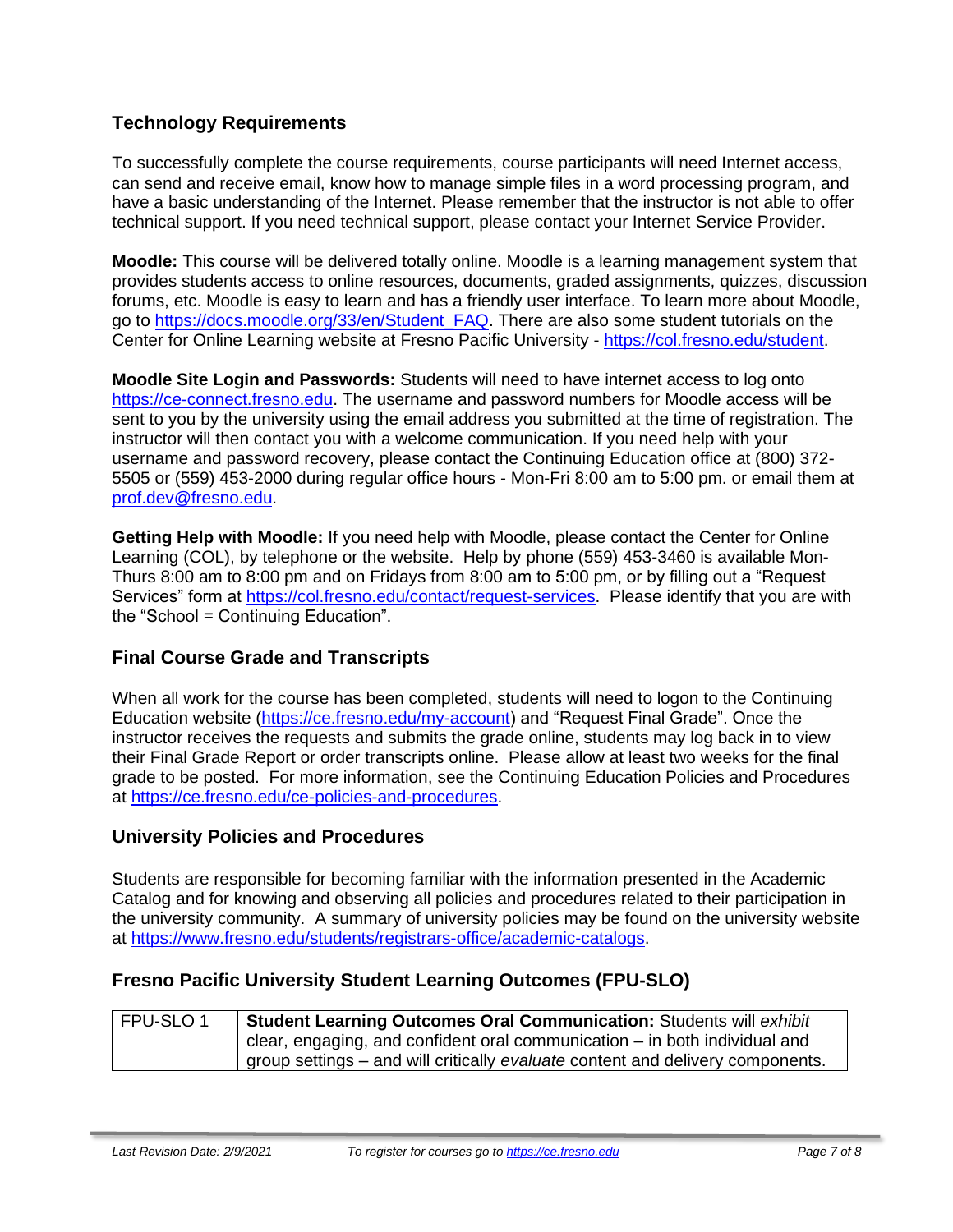## Technology Requirements

To successfully complete the course requirements, course participants will need Internet access, can send and receive email, know how to manage simple files in a word processing program, and have a basic understanding of the Internet. Please remember that the instructor is not able to offer technical support. If you need technical support, please contact your Internet Service Provider.

**Moodle:** This course will be delivered totally online. Moodle is a learning management system that provides students access to online resources, documents, graded assignments, quizzes, discussion forums, etc. Moodle is easy to learn and has a friendly user interface. To learn more about Moodle, go to https://docs.moodle.org/33/en/Student_FAQ. There are also some student tutorials on the Center for Online Learning website at Fresno Pacific University - https://col.fresno.edu/student.

**Moodle Site Login and Passwords:** Students will need to have internet access to log onto https://ce-connect.fresno.edu. The username and password numbers for Moodle access will be sent to you by the university using the email address you submitted at the time of registration. The instructor will then contact you with a welcome communication. If you need help with your username and password recovery, please contact the Continuing Education office at (800) 372-5505 or (559) 453-2000 during regular office hours - Mon-Fri 8:00 am to 5:00 pm. or email them at prof.dev@fresno.edu.

**Getting Help with Moodle:** If you need help with Moodle, please contact the Center for Online Learning (COL), by telephone or the website. Help by phone (559) 453-3460 is available Mon-Thurs 8:00 am to 8:00 pm and on Fridays from 8:00 am to 5:00 pm, or by filling out a "Request Services" form at https://col.fresno.edu/contact/request-services. Please identify that you are with the "School = Continuing Education".

## Final Course Grade and Transcripts

When all work for the course has been completed, students will need to logon to the Continuing Education website (https://ce.fresno.edu/my-account) and "Request Final Grade". Once the instructor receives the requests and submits the grade online, students may log back in to view their Final Grade Report or order transcripts online. Please allow at least two weeks for the final grade to be posted. For more information, see the Continuing Education Policies and Procedures at https://ce.fresno.edu/ce-policies-and-procedures.

## University Policies and Procedures

Students are responsible for becoming familiar with the information presented in the Academic Catalog and for knowing and observing all policies and procedures related to their participation in the university community. A summary of university policies may be found on the university website at https://www.fresno.edu/students/registrars-office/academic-catalogs.

## Fresno Pacific University Student Learning Outcomes (FPU-SLO)

| | |
|---|---|
| FPU-SLO 1 | **Student Learning Outcomes Oral Communication:** Students will *exhibit* clear, engaging, and confident oral communication – in both individual and group settings – and will critically *evaluate* content and delivery components. |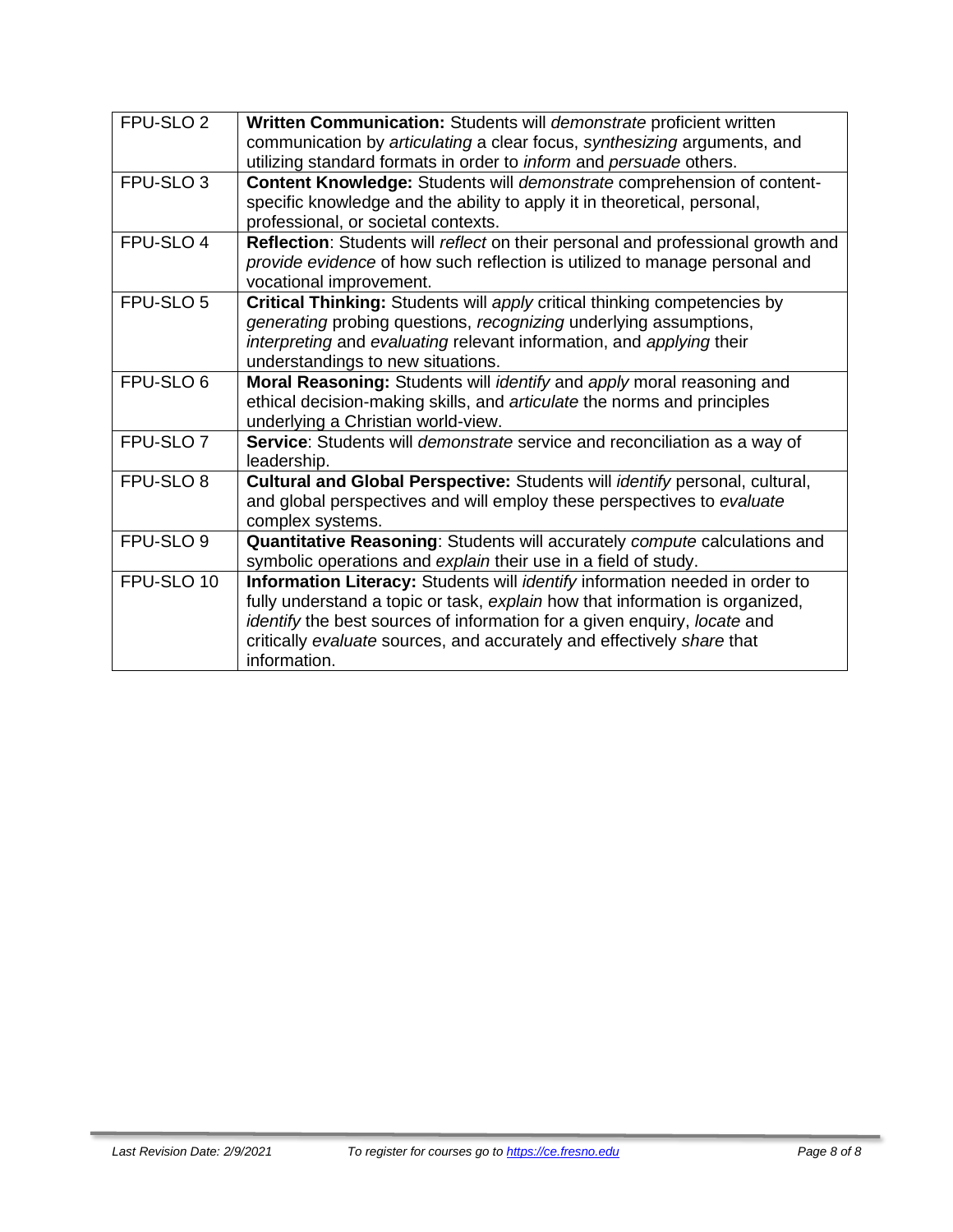| | |
|---|---|
| FPU-SLO 2 | **Written Communication:** Students will *demonstrate* proficient written communication by *articulating* a clear focus, *synthesizing* arguments, and utilizing standard formats in order to *inform* and *persuade* others. |
| FPU-SLO 3 | **Content Knowledge:** Students will *demonstrate* comprehension of content-specific knowledge and the ability to apply it in theoretical, personal, professional, or societal contexts. |
| FPU-SLO 4 | **Reflection**: Students will *reflect* on their personal and professional growth and *provide evidence* of how such reflection is utilized to manage personal and vocational improvement. |
| FPU-SLO 5 | **Critical Thinking:** Students will *apply* critical thinking competencies by *generating* probing questions, *recognizing* underlying assumptions, *interpreting* and *evaluating* relevant information, and *applying* their understandings to new situations. |
| FPU-SLO 6 | **Moral Reasoning:** Students will *identify* and *apply* moral reasoning and ethical decision-making skills, and *articulate* the norms and principles underlying a Christian world-view. |
| FPU-SLO 7 | **Service**: Students will *demonstrate* service and reconciliation as a way of leadership. |
| FPU-SLO 8 | **Cultural and Global Perspective:** Students will *identify* personal, cultural, and global perspectives and will employ these perspectives to *evaluate* complex systems. |
| FPU-SLO 9 | **Quantitative Reasoning**: Students will accurately *compute* calculations and symbolic operations and *explain* their use in a field of study. |
| FPU-SLO 10 | **Information Literacy:** Students will *identify* information needed in order to fully understand a topic or task, *explain* how that information is organized, *identify* the best sources of information for a given enquiry, *locate* and critically *evaluate* sources, and accurately and effectively *share* that information. |